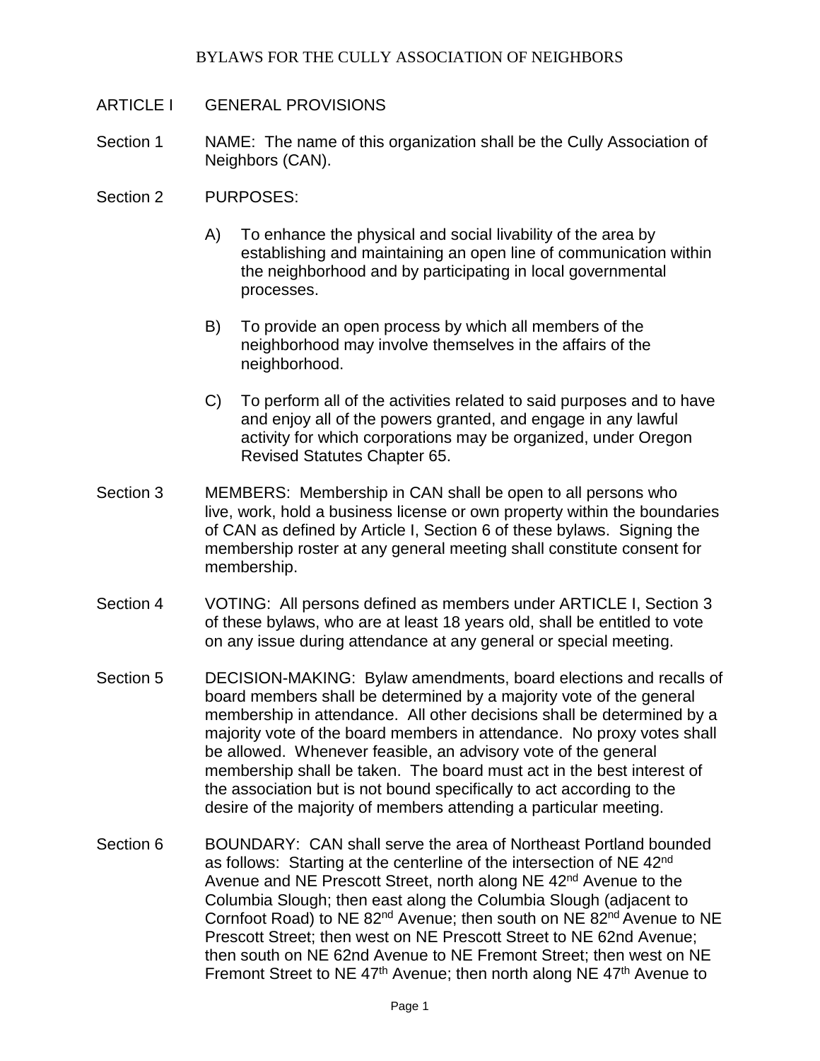# BYLAWS FOR THE CULLY ASSOCIATION OF NEIGHBORS

## ARTICLE I GENERAL PROVISIONS

**Section 1** NAME: The name of this organization shall be the Cully Association of Neighbors (CAN).

**Section 2** PURPOSES:

A) To enhance the physical and social livability of the area by establishing and maintaining an open line of communication within the neighborhood and by participating in local governmental processes.

B) To provide an open process by which all members of the neighborhood may involve themselves in the affairs of the neighborhood.

C) To perform all of the activities related to said purposes and to have and enjoy all of the powers granted, and engage in any lawful activity for which corporations may be organized, under Oregon Revised Statutes Chapter 65.

**Section 3** MEMBERS: Membership in CAN shall be open to all persons who live, work, hold a business license or own property within the boundaries of CAN as defined by Article I, Section 6 of these bylaws. Signing the membership roster at any general meeting shall constitute consent for membership.

**Section 4** VOTING: All persons defined as members under ARTICLE I, Section 3 of these bylaws, who are at least 18 years old, shall be entitled to vote on any issue during attendance at any general or special meeting.

**Section 5** DECISION-MAKING: Bylaw amendments, board elections and recalls of board members shall be determined by a majority vote of the general membership in attendance. All other decisions shall be determined by a majority vote of the board members in attendance. No proxy votes shall be allowed. Whenever feasible, an advisory vote of the general membership shall be taken. The board must act in the best interest of the association but is not bound specifically to act according to the desire of the majority of members attending a particular meeting.

**Section 6** BOUNDARY: CAN shall serve the area of Northeast Portland bounded as follows: Starting at the centerline of the intersection of NE 42nd Avenue and NE Prescott Street, north along NE 42nd Avenue to the Columbia Slough; then east along the Columbia Slough (adjacent to Cornfoot Road) to NE 82nd Avenue; then south on NE 82nd Avenue to NE Prescott Street; then west on NE Prescott Street to NE 62nd Avenue; then south on NE 62nd Avenue to NE Fremont Street; then west on NE Fremont Street to NE 47th Avenue; then north along NE 47th Avenue to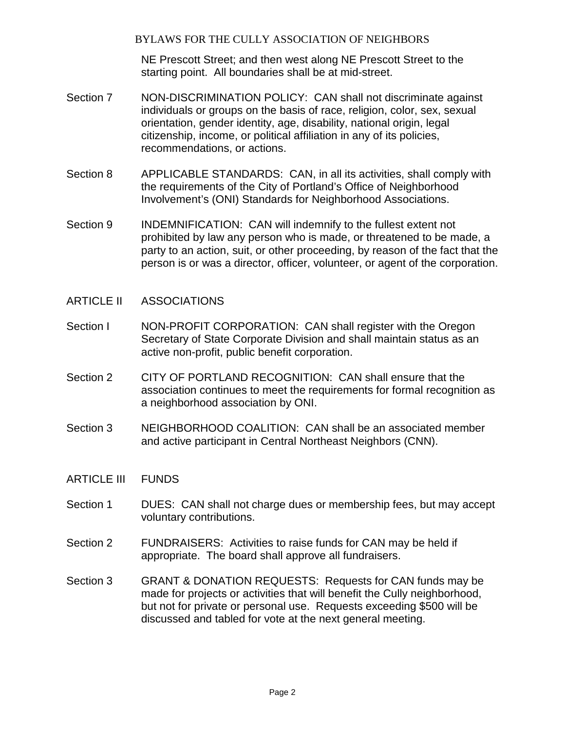NE Prescott Street; and then west along NE Prescott Street to the starting point. All boundaries shall be at mid-street.

Section 7 NON-DISCRIMINATION POLICY: CAN shall not discriminate against individuals or groups on the basis of race, religion, color, sex, sexual orientation, gender identity, age, disability, national origin, legal citizenship, income, or political affiliation in any of its policies, recommendations, or actions.

Section 8 APPLICABLE STANDARDS: CAN, in all its activities, shall comply with the requirements of the City of Portland's Office of Neighborhood Involvement's (ONI) Standards for Neighborhood Associations.

Section 9 INDEMNIFICATION: CAN will indemnify to the fullest extent not prohibited by law any person who is made, or threatened to be made, a party to an action, suit, or other proceeding, by reason of the fact that the person is or was a director, officer, volunteer, or agent of the corporation.

## ARTICLE II ASSOCIATIONS

Section I NON-PROFIT CORPORATION: CAN shall register with the Oregon Secretary of State Corporate Division and shall maintain status as an active non-profit, public benefit corporation.

Section 2 CITY OF PORTLAND RECOGNITION: CAN shall ensure that the association continues to meet the requirements for formal recognition as a neighborhood association by ONI.

Section 3 NEIGHBORHOOD COALITION: CAN shall be an associated member and active participant in Central Northeast Neighbors (CNN).

## ARTICLE III FUNDS

Section 1 DUES: CAN shall not charge dues or membership fees, but may accept voluntary contributions.

Section 2 FUNDRAISERS: Activities to raise funds for CAN may be held if appropriate. The board shall approve all fundraisers.

Section 3 GRANT & DONATION REQUESTS: Requests for CAN funds may be made for projects or activities that will benefit the Cully neighborhood, but not for private or personal use. Requests exceeding $500 will be discussed and tabled for vote at the next general meeting.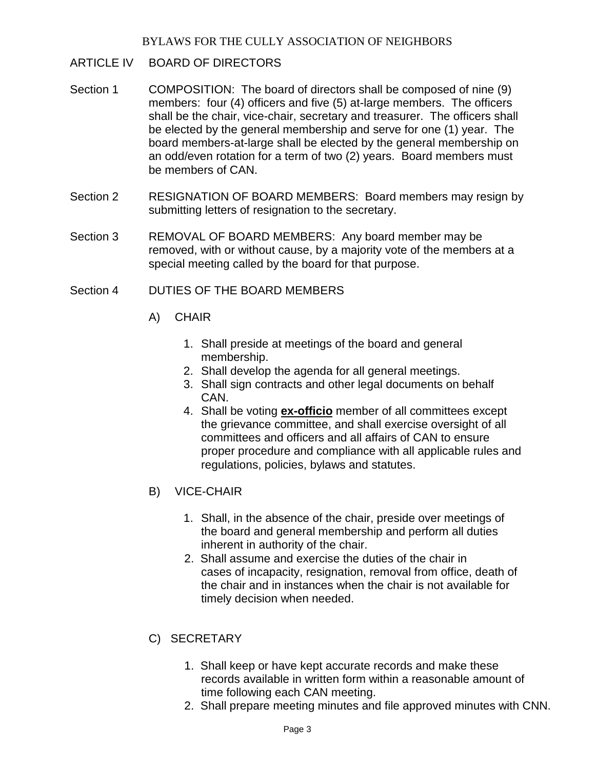BYLAWS FOR THE CULLY ASSOCIATION OF NEIGHBORS

## ARTICLE IV BOARD OF DIRECTORS

Section 1 COMPOSITION: The board of directors shall be composed of nine (9) members: four (4) officers and five (5) at-large members. The officers shall be the chair, vice-chair, secretary and treasurer. The officers shall be elected by the general membership and serve for one (1) year. The board members-at-large shall be elected by the general membership on an odd/even rotation for a term of two (2) years. Board members must be members of CAN.

Section 2 RESIGNATION OF BOARD MEMBERS: Board members may resign by submitting letters of resignation to the secretary.

Section 3 REMOVAL OF BOARD MEMBERS: Any board member may be removed, with or without cause, by a majority vote of the members at a special meeting called by the board for that purpose.

Section 4 DUTIES OF THE BOARD MEMBERS

A) CHAIR

1. Shall preside at meetings of the board and general membership.
2. Shall develop the agenda for all general meetings.
3. Shall sign contracts and other legal documents on behalf CAN.
4. Shall be voting **ex-officio** member of all committees except the grievance committee, and shall exercise oversight of all committees and officers and all affairs of CAN to ensure proper procedure and compliance with all applicable rules and regulations, policies, bylaws and statutes.

B) VICE-CHAIR

1. Shall, in the absence of the chair, preside over meetings of the board and general membership and perform all duties inherent in authority of the chair.
2. Shall assume and exercise the duties of the chair in cases of incapacity, resignation, removal from office, death of the chair and in instances when the chair is not available for timely decision when needed.

C) SECRETARY

1. Shall keep or have kept accurate records and make these records available in written form within a reasonable amount of time following each CAN meeting.
2. Shall prepare meeting minutes and file approved minutes with CNN.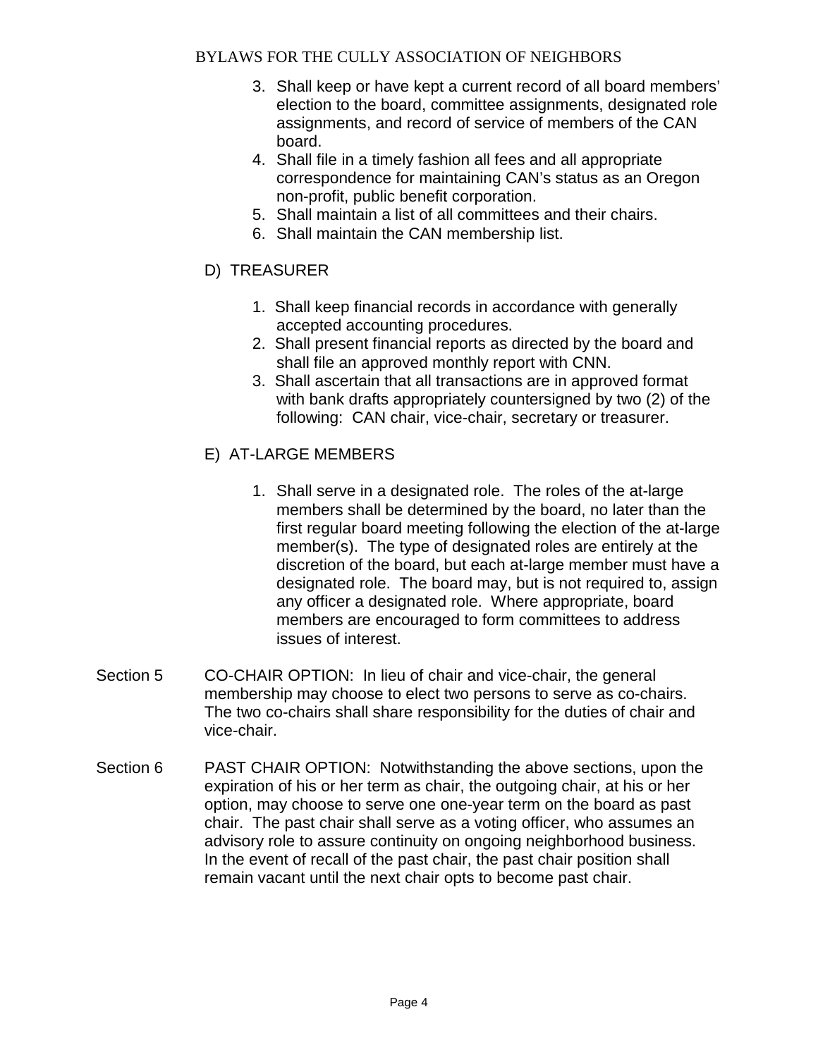3. Shall keep or have kept a current record of all board members' election to the board, committee assignments, designated role assignments, and record of service of members of the CAN board.
4. Shall file in a timely fashion all fees and all appropriate correspondence for maintaining CAN's status as an Oregon non-profit, public benefit corporation.
5. Shall maintain a list of all committees and their chairs.
6. Shall maintain the CAN membership list.

D) TREASURER

1. Shall keep financial records in accordance with generally accepted accounting procedures.
2. Shall present financial reports as directed by the board and shall file an approved monthly report with CNN.
3. Shall ascertain that all transactions are in approved format with bank drafts appropriately countersigned by two (2) of the following: CAN chair, vice-chair, secretary or treasurer.

E) AT-LARGE MEMBERS

1. Shall serve in a designated role. The roles of the at-large members shall be determined by the board, no later than the first regular board meeting following the election of the at-large member(s). The type of designated roles are entirely at the discretion of the board, but each at-large member must have a designated role. The board may, but is not required to, assign any officer a designated role. Where appropriate, board members are encouraged to form committees to address issues of interest.

Section 5 CO-CHAIR OPTION: In lieu of chair and vice-chair, the general membership may choose to elect two persons to serve as co-chairs. The two co-chairs shall share responsibility for the duties of chair and vice-chair.

Section 6 PAST CHAIR OPTION: Notwithstanding the above sections, upon the expiration of his or her term as chair, the outgoing chair, at his or her option, may choose to serve one one-year term on the board as past chair. The past chair shall serve as a voting officer, who assumes an advisory role to assure continuity on ongoing neighborhood business. In the event of recall of the past chair, the past chair position shall remain vacant until the next chair opts to become past chair.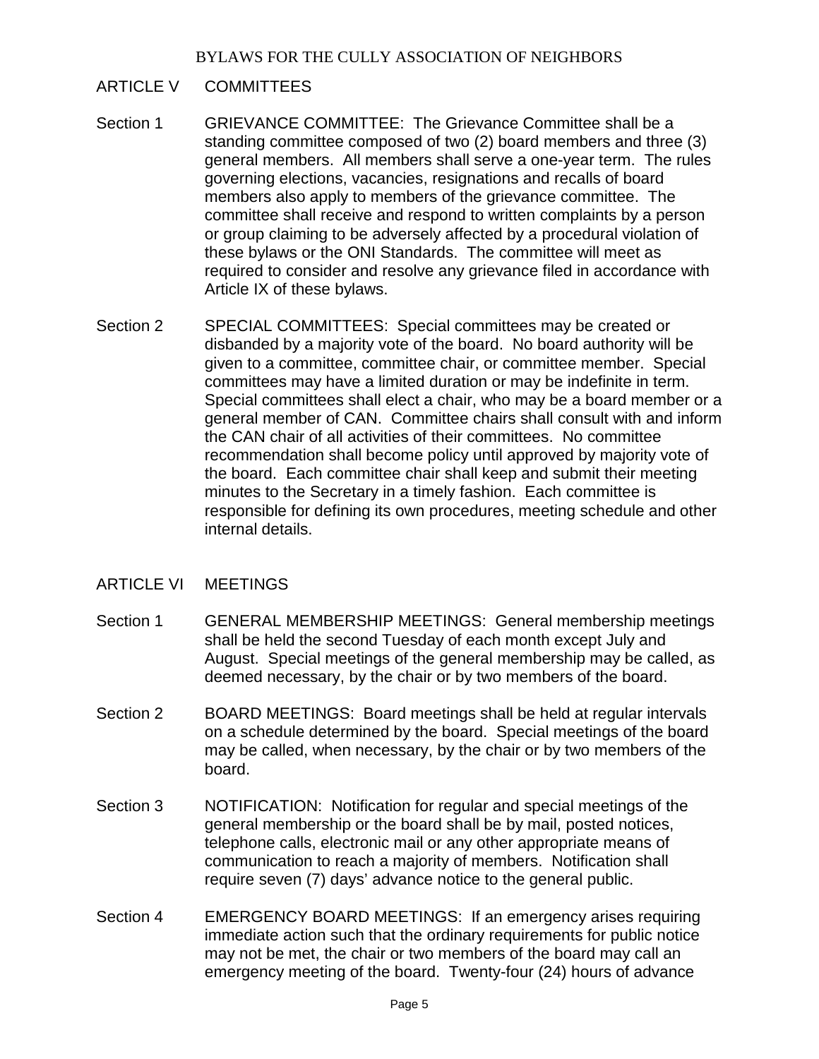## ARTICLE V COMMITTEES

**Section 1** GRIEVANCE COMMITTEE: The Grievance Committee shall be a standing committee composed of two (2) board members and three (3) general members. All members shall serve a one-year term. The rules governing elections, vacancies, resignations and recalls of board members also apply to members of the grievance committee. The committee shall receive and respond to written complaints by a person or group claiming to be adversely affected by a procedural violation of these bylaws or the ONI Standards. The committee will meet as required to consider and resolve any grievance filed in accordance with Article IX of these bylaws.

**Section 2** SPECIAL COMMITTEES: Special committees may be created or disbanded by a majority vote of the board. No board authority will be given to a committee, committee chair, or committee member. Special committees may have a limited duration or may be indefinite in term. Special committees shall elect a chair, who may be a board member or a general member of CAN. Committee chairs shall consult with and inform the CAN chair of all activities of their committees. No committee recommendation shall become policy until approved by majority vote of the board. Each committee chair shall keep and submit their meeting minutes to the Secretary in a timely fashion. Each committee is responsible for defining its own procedures, meeting schedule and other internal details.

## ARTICLE VI MEETINGS

**Section 1** GENERAL MEMBERSHIP MEETINGS: General membership meetings shall be held the second Tuesday of each month except July and August. Special meetings of the general membership may be called, as deemed necessary, by the chair or by two members of the board.

**Section 2** BOARD MEETINGS: Board meetings shall be held at regular intervals on a schedule determined by the board. Special meetings of the board may be called, when necessary, by the chair or by two members of the board.

**Section 3** NOTIFICATION: Notification for regular and special meetings of the general membership or the board shall be by mail, posted notices, telephone calls, electronic mail or any other appropriate means of communication to reach a majority of members. Notification shall require seven (7) days' advance notice to the general public.

**Section 4** EMERGENCY BOARD MEETINGS: If an emergency arises requiring immediate action such that the ordinary requirements for public notice may not be met, the chair or two members of the board may call an emergency meeting of the board. Twenty-four (24) hours of advance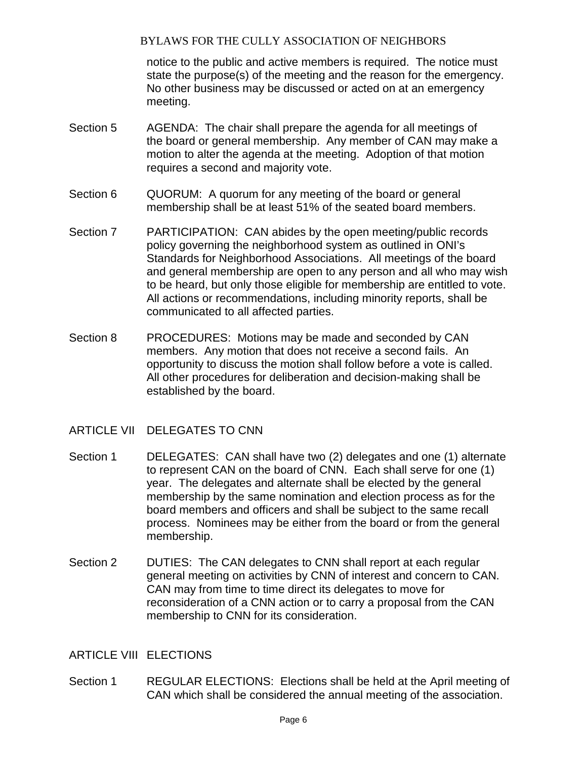notice to the public and active members is required. The notice must state the purpose(s) of the meeting and the reason for the emergency. No other business may be discussed or acted on at an emergency meeting.

Section 5 AGENDA: The chair shall prepare the agenda for all meetings of the board or general membership. Any member of CAN may make a motion to alter the agenda at the meeting. Adoption of that motion requires a second and majority vote.

Section 6 QUORUM: A quorum for any meeting of the board or general membership shall be at least 51% of the seated board members.

Section 7 PARTICIPATION: CAN abides by the open meeting/public records policy governing the neighborhood system as outlined in ONI's Standards for Neighborhood Associations. All meetings of the board and general membership are open to any person and all who may wish to be heard, but only those eligible for membership are entitled to vote. All actions or recommendations, including minority reports, shall be communicated to all affected parties.

Section 8 PROCEDURES: Motions may be made and seconded by CAN members. Any motion that does not receive a second fails. An opportunity to discuss the motion shall follow before a vote is called. All other procedures for deliberation and decision-making shall be established by the board.

## ARTICLE VII DELEGATES TO CNN

Section 1 DELEGATES: CAN shall have two (2) delegates and one (1) alternate to represent CAN on the board of CNN. Each shall serve for one (1) year. The delegates and alternate shall be elected by the general membership by the same nomination and election process as for the board members and officers and shall be subject to the same recall process. Nominees may be either from the board or from the general membership.

Section 2 DUTIES: The CAN delegates to CNN shall report at each regular general meeting on activities by CNN of interest and concern to CAN. CAN may from time to time direct its delegates to move for reconsideration of a CNN action or to carry a proposal from the CAN membership to CNN for its consideration.

## ARTICLE VIII ELECTIONS

Section 1 REGULAR ELECTIONS: Elections shall be held at the April meeting of CAN which shall be considered the annual meeting of the association.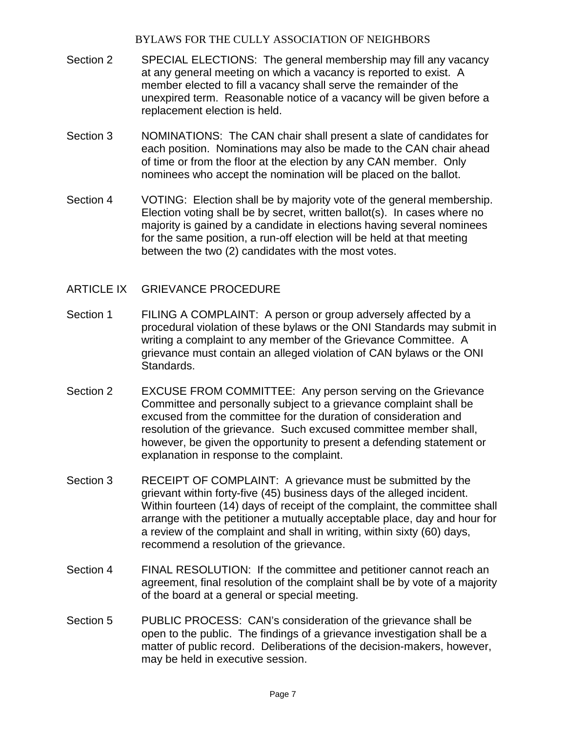Section 2 SPECIAL ELECTIONS: The general membership may fill any vacancy at any general meeting on which a vacancy is reported to exist. A member elected to fill a vacancy shall serve the remainder of the unexpired term. Reasonable notice of a vacancy will be given before a replacement election is held.

Section 3 NOMINATIONS: The CAN chair shall present a slate of candidates for each position. Nominations may also be made to the CAN chair ahead of time or from the floor at the election by any CAN member. Only nominees who accept the nomination will be placed on the ballot.

Section 4 VOTING: Election shall be by majority vote of the general membership. Election voting shall be by secret, written ballot(s). In cases where no majority is gained by a candidate in elections having several nominees for the same position, a run-off election will be held at that meeting between the two (2) candidates with the most votes.

## ARTICLE IX GRIEVANCE PROCEDURE

Section 1 FILING A COMPLAINT: A person or group adversely affected by a procedural violation of these bylaws or the ONI Standards may submit in writing a complaint to any member of the Grievance Committee. A grievance must contain an alleged violation of CAN bylaws or the ONI Standards.

Section 2 EXCUSE FROM COMMITTEE: Any person serving on the Grievance Committee and personally subject to a grievance complaint shall be excused from the committee for the duration of consideration and resolution of the grievance. Such excused committee member shall, however, be given the opportunity to present a defending statement or explanation in response to the complaint.

Section 3 RECEIPT OF COMPLAINT: A grievance must be submitted by the grievant within forty-five (45) business days of the alleged incident. Within fourteen (14) days of receipt of the complaint, the committee shall arrange with the petitioner a mutually acceptable place, day and hour for a review of the complaint and shall in writing, within sixty (60) days, recommend a resolution of the grievance.

Section 4 FINAL RESOLUTION: If the committee and petitioner cannot reach an agreement, final resolution of the complaint shall be by vote of a majority of the board at a general or special meeting.

Section 5 PUBLIC PROCESS: CAN's consideration of the grievance shall be open to the public. The findings of a grievance investigation shall be a matter of public record. Deliberations of the decision-makers, however, may be held in executive session.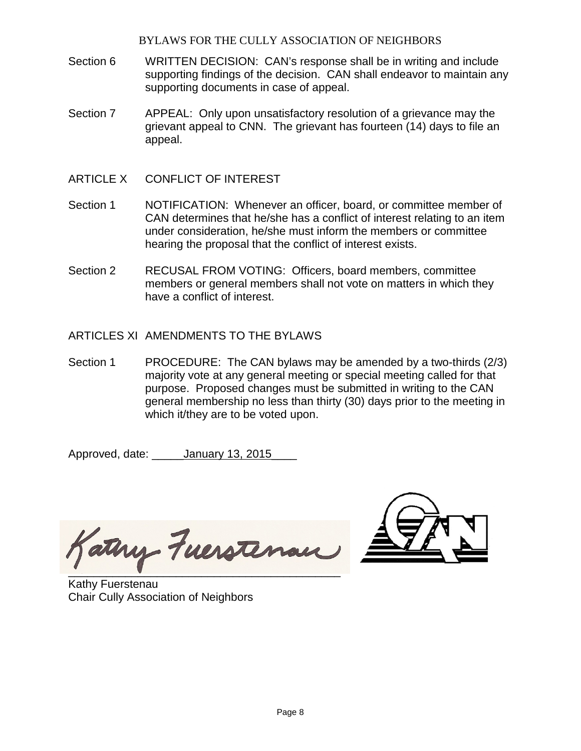Section 6 WRITTEN DECISION: CAN's response shall be in writing and include supporting findings of the decision. CAN shall endeavor to maintain any supporting documents in case of appeal.

Section 7 APPEAL: Only upon unsatisfactory resolution of a grievance may the grievant appeal to CNN. The grievant has fourteen (14) days to file an appeal.

## ARTICLE X CONFLICT OF INTEREST

Section 1 NOTIFICATION: Whenever an officer, board, or committee member of CAN determines that he/she has a conflict of interest relating to an item under consideration, he/she must inform the members or committee hearing the proposal that the conflict of interest exists.

Section 2 RECUSAL FROM VOTING: Officers, board members, committee members or general members shall not vote on matters in which they have a conflict of interest.

## ARTICLES XI AMENDMENTS TO THE BYLAWS

Section 1 PROCEDURE: The CAN bylaws may be amended by a two-thirds (2/3) majority vote at any general meeting or special meeting called for that purpose. Proposed changes must be submitted in writing to the CAN general membership no less than thirty (30) days prior to the meeting in which it/they are to be voted upon.

Approved, date: \_\_\_\_\_January 13, 2015\_\_\_\_

Kathy Fuerstenau

Kathy Fuerstenau
Chair Cully Association of Neighbors